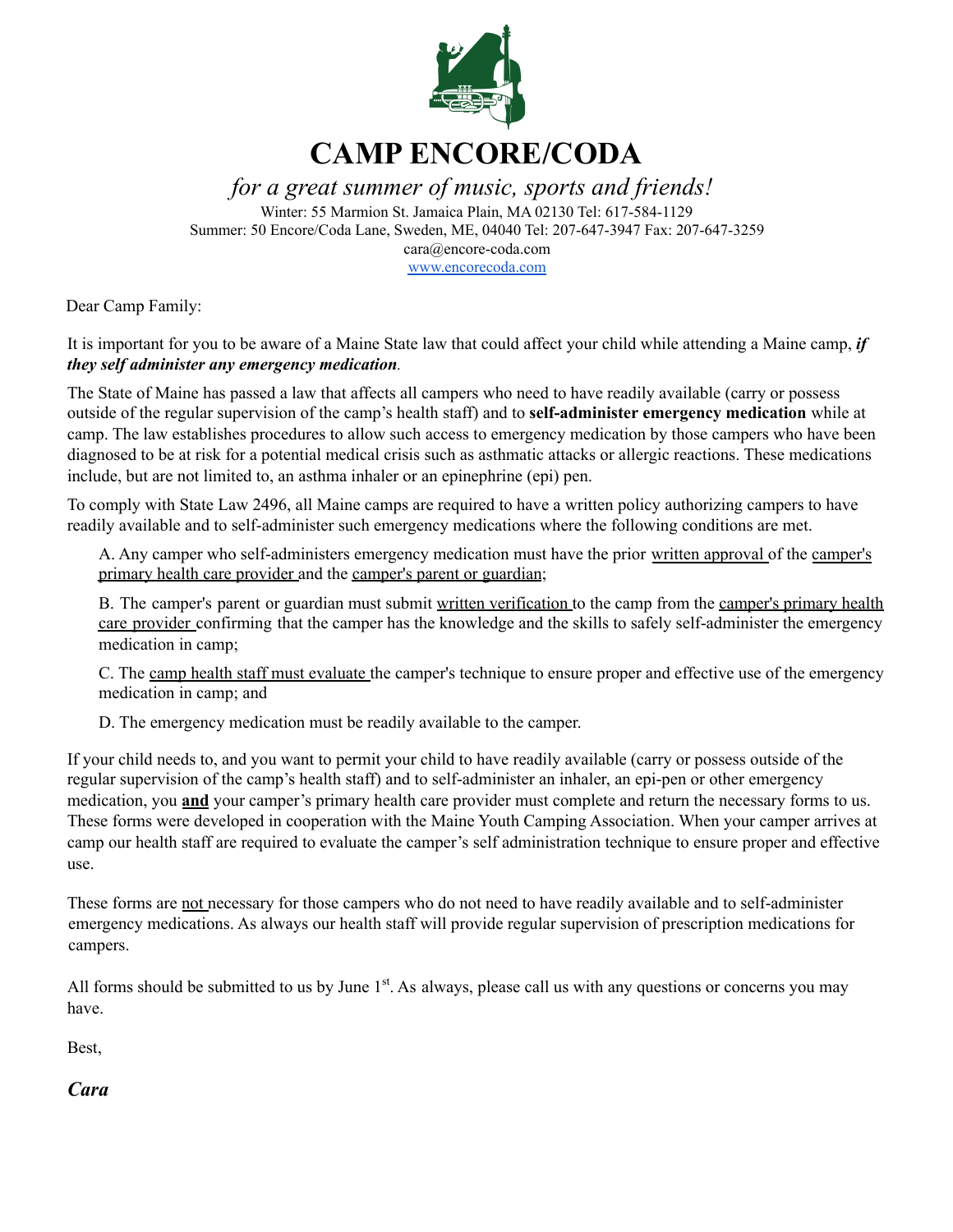# CAMP ENCORE/CODA

*for a great summer of music, sports and friends!*

Winter: 55 Marmion St. Jamaica Plain, MA 02130 Tel: 617-584-1129
Summer: 50 Encore/Coda Lane, Sweden, ME, 04040 Tel: 207-647-3947 Fax: 207-647-3259
cara@encore-coda.com
www.encorecoda.com

Dear Camp Family:

It is important for you to be aware of a Maine State law that could affect your child while attending a Maine camp, ***if they self administer any emergency medication***.

The State of Maine has passed a law that affects all campers who need to have readily available (carry or possess outside of the regular supervision of the camp's health staff) and to **self-administer emergency medication** while at camp. The law establishes procedures to allow such access to emergency medication by those campers who have been diagnosed to be at risk for a potential medical crisis such as asthmatic attacks or allergic reactions. These medications include, but are not limited to, an asthma inhaler or an epinephrine (epi) pen.

To comply with State Law 2496, all Maine camps are required to have a written policy authorizing campers to have readily available and to self-administer such emergency medications where the following conditions are met.

A. Any camper who self-administers emergency medication must have the prior <u>written approval</u> of the <u>camper's primary health care provider</u> and the <u>camper's parent or guardian</u>;

B. The camper's parent or guardian must submit <u>written verification</u> to the camp from the <u>camper's primary health care provider</u> confirming that the camper has the knowledge and the skills to safely self-administer the emergency medication in camp;

C. The <u>camp health staff must evaluate</u> the camper's technique to ensure proper and effective use of the emergency medication in camp; and

D. The emergency medication must be readily available to the camper.

If your child needs to, and you want to permit your child to have readily available (carry or possess outside of the regular supervision of the camp's health staff) and to self-administer an inhaler, an epi-pen or other emergency medication, you <u>**and**</u> your camper's primary health care provider must complete and return the necessary forms to us. These forms were developed in cooperation with the Maine Youth Camping Association. When your camper arrives at camp our health staff are required to evaluate the camper's self administration technique to ensure proper and effective use.

These forms are <u>not</u> necessary for those campers who do not need to have readily available and to self-administer emergency medications. As always our health staff will provide regular supervision of prescription medications for campers.

All forms should be submitted to us by June 1st. As always, please call us with any questions or concerns you may have.

Best,

***Cara***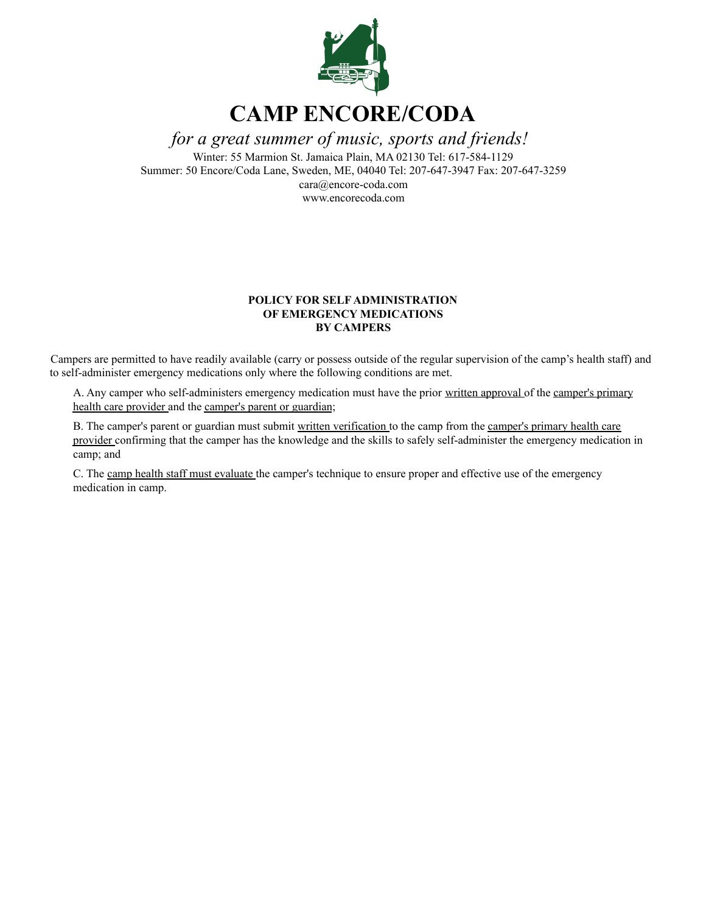# CAMP ENCORE/CODA

*for a great summer of music, sports and friends!*

Winter: 55 Marmion St. Jamaica Plain, MA 02130 Tel: 617-584-1129
Summer: 50 Encore/Coda Lane, Sweden, ME, 04040 Tel: 207-647-3947 Fax: 207-647-3259
cara@encore-coda.com
www.encorecoda.com

**POLICY FOR SELF ADMINISTRATION OF EMERGENCY MEDICATIONS BY CAMPERS**

Campers are permitted to have readily available (carry or possess outside of the regular supervision of the camp's health staff) and to self-administer emergency medications only where the following conditions are met.

A. Any camper who self-administers emergency medication must have the prior written approval of the camper's primary health care provider and the camper's parent or guardian;

B. The camper's parent or guardian must submit written verification to the camp from the camper's primary health care provider confirming that the camper has the knowledge and the skills to safely self-administer the emergency medication in camp; and

C. The camp health staff must evaluate the camper's technique to ensure proper and effective use of the emergency medication in camp.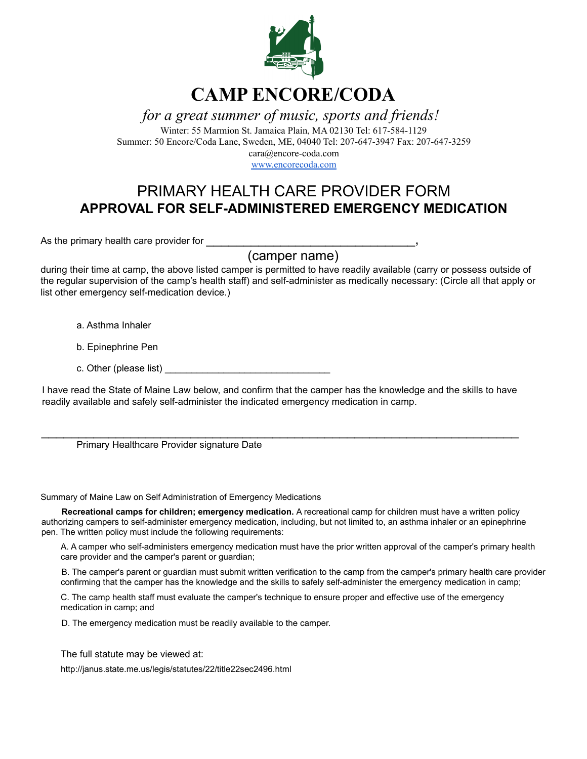# CAMP ENCORE/CODA

*for a great summer of music, sports and friends!*

Winter: 55 Marmion St. Jamaica Plain, MA 02130 Tel: 617-584-1129
Summer: 50 Encore/Coda Lane, Sweden, ME, 04040 Tel: 207-647-3947 Fax: 207-647-3259
cara@encore-coda.com
www.encorecoda.com

## PRIMARY HEALTH CARE PROVIDER FORM

## APPROVAL FOR SELF-ADMINISTERED EMERGENCY MEDICATION

As the primary health care provider for ____________________________________,

(camper name)

during their time at camp, the above listed camper is permitted to have readily available (carry or possess outside of the regular supervision of the camp's health staff) and self-administer as medically necessary: (Circle all that apply or list other emergency self-medication device.)

a. Asthma Inhaler

b. Epinephrine Pen

c. Other (please list) ______________________________

I have read the State of Maine Law below, and confirm that the camper has the knowledge and the skills to have readily available and safely self-administer the indicated emergency medication in camp.

_____________________________________________________________________________

Primary Healthcare Provider signature Date

Summary of Maine Law on Self Administration of Emergency Medications

**Recreational camps for children; emergency medication.** A recreational camp for children must have a written policy authorizing campers to self-administer emergency medication, including, but not limited to, an asthma inhaler or an epinephrine pen. The written policy must include the following requirements:

A. A camper who self-administers emergency medication must have the prior written approval of the camper's primary health care provider and the camper's parent or guardian;

B. The camper's parent or guardian must submit written verification to the camp from the camper's primary health care provider confirming that the camper has the knowledge and the skills to safely self-administer the emergency medication in camp;

C. The camp health staff must evaluate the camper's technique to ensure proper and effective use of the emergency medication in camp; and

D. The emergency medication must be readily available to the camper.

The full statute may be viewed at:

http://janus.state.me.us/legis/statutes/22/title22sec2496.html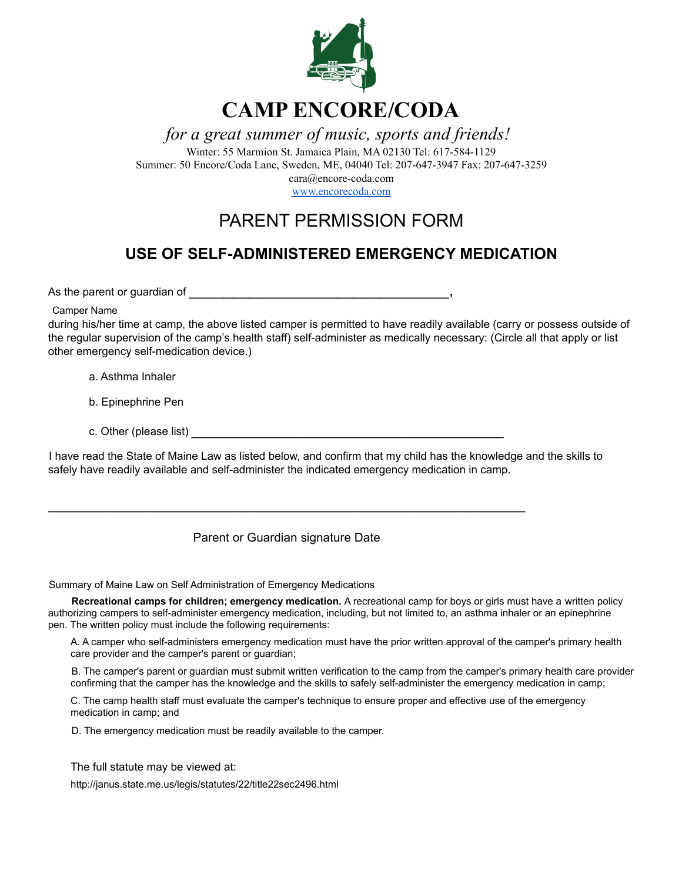# CAMP ENCORE/CODA

*for a great summer of music, sports and friends!*

Winter: 55 Marmion St. Jamaica Plain, MA 02130 Tel: 617-584-1129
Summer: 50 Encore/Coda Lane, Sweden, ME, 04040 Tel: 207-647-3947 Fax: 207-647-3259
cara@encore-coda.com
www.encorecoda.com

## PARENT PERMISSION FORM

## USE OF SELF-ADMINISTERED EMERGENCY MEDICATION

As the parent or guardian of **\_\_\_\_\_\_\_\_\_\_\_\_\_\_\_\_\_\_\_\_\_\_\_\_\_\_\_\_\_\_\_\_\_\_\_\_\_\_\_\_,**

Camper Name

during his/her time at camp, the above listed camper is permitted to have readily available (carry or possess outside of the regular supervision of the camp's health staff) self-administer as medically necessary: (Circle all that apply or list other emergency self-medication device.)

a. Asthma Inhaler

b. Epinephrine Pen

c. Other (please list) \_\_\_\_\_\_\_\_\_\_\_\_\_\_\_\_\_\_\_\_\_\_\_\_\_\_\_\_\_\_\_\_\_\_\_\_\_\_\_\_\_\_\_\_\_\_\_\_\_\_

I have read the State of Maine Law as listed below, and confirm that my child has the knowledge and the skills to safely have readily available and self-administer the indicated emergency medication in camp.

\_\_\_\_\_\_\_\_\_\_\_\_\_\_\_\_\_\_\_\_\_\_\_\_\_\_\_\_\_\_\_\_\_\_\_\_\_\_\_\_\_\_\_\_\_\_\_\_\_\_\_\_\_\_\_\_\_\_\_\_\_\_\_\_\_\_\_\_\_\_\_\_\_\_

Parent or Guardian signature Date

Summary of Maine Law on Self Administration of Emergency Medications

**Recreational camps for children; emergency medication.** A recreational camp for boys or girls must have a written policy authorizing campers to self-administer emergency medication, including, but not limited to, an asthma inhaler or an epinephrine pen. The written policy must include the following requirements:

A. A camper who self-administers emergency medication must have the prior written approval of the camper's primary health care provider and the camper's parent or guardian;

B. The camper's parent or guardian must submit written verification to the camp from the camper's primary health care provider confirming that the camper has the knowledge and the skills to safely self-administer the emergency medication in camp;

C. The camp health staff must evaluate the camper's technique to ensure proper and effective use of the emergency medication in camp; and

D. The emergency medication must be readily available to the camper.

The full statute may be viewed at:

http://janus.state.me.us/legis/statutes/22/title22sec2496.html